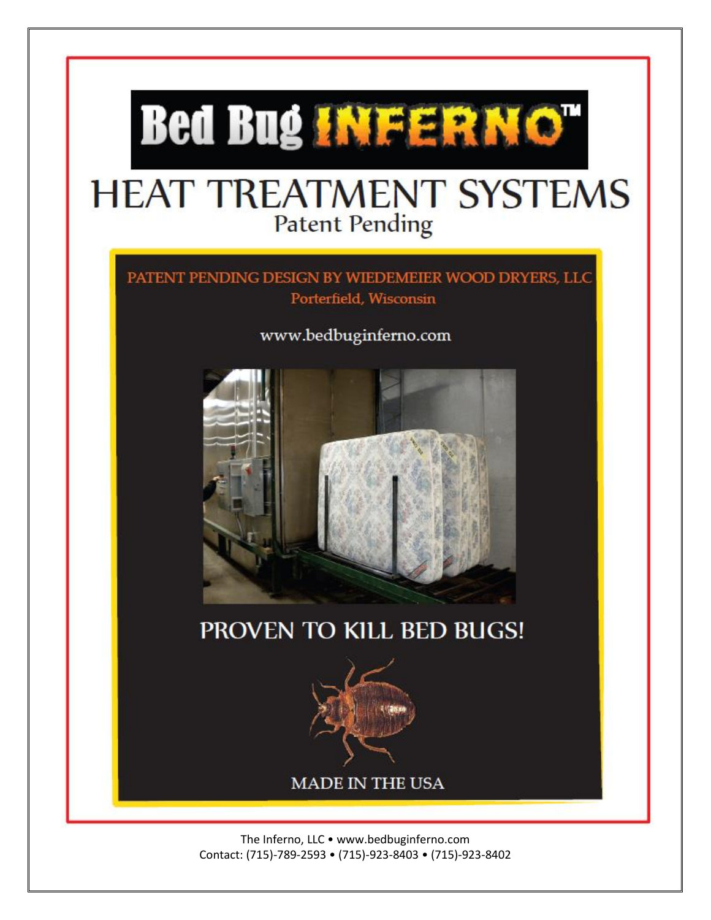# Bed Bug INFERNO™

## HEAT TREATMENT SYSTEMS

Patent Pending

PATENT PENDING DESIGN BY WIEDEMEIER WOOD DRYERS, LLC

Porterfield, Wisconsin

www.bedbuginferno.com

## PROVEN TO KILL BED BUGS!

MADE IN THE USA

The Inferno, LLC • www.bedbuginferno.com

Contact: (715)-789-2593 • (715)-923-8403 • (715)-923-8402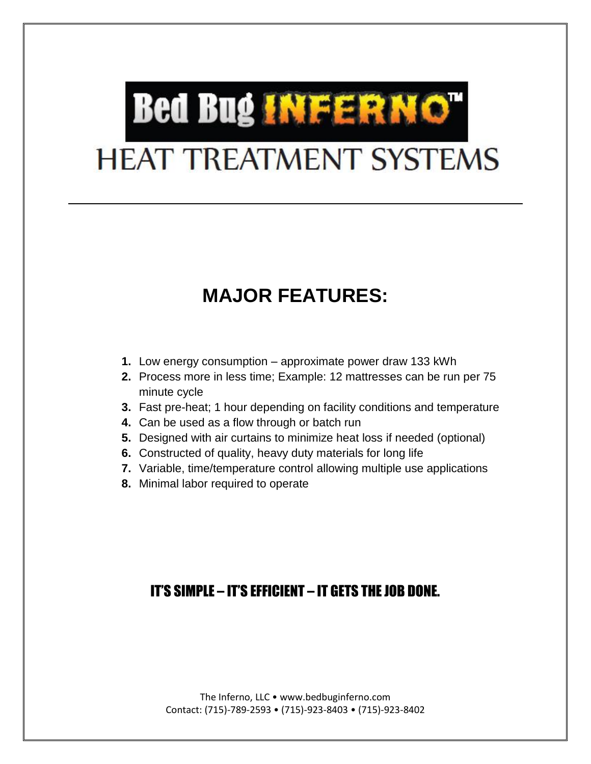# Bed Bug INFERNO™

## HEAT TREATMENT SYSTEMS

---

## MAJOR FEATURES:

1. Low energy consumption – approximate power draw 133 kWh
2. Process more in less time; Example: 12 mattresses can be run per 75 minute cycle
3. Fast pre-heat; 1 hour depending on facility conditions and temperature
4. Can be used as a flow through or batch run
5. Designed with air curtains to minimize heat loss if needed (optional)
6. Constructed of quality, heavy duty materials for long life
7. Variable, time/temperature control allowing multiple use applications
8. Minimal labor required to operate

**IT'S SIMPLE – IT'S EFFICIENT – IT GETS THE JOB DONE.**

The Inferno, LLC • www.bedbuginferno.com
Contact: (715)-789-2593 • (715)-923-8403 • (715)-923-8402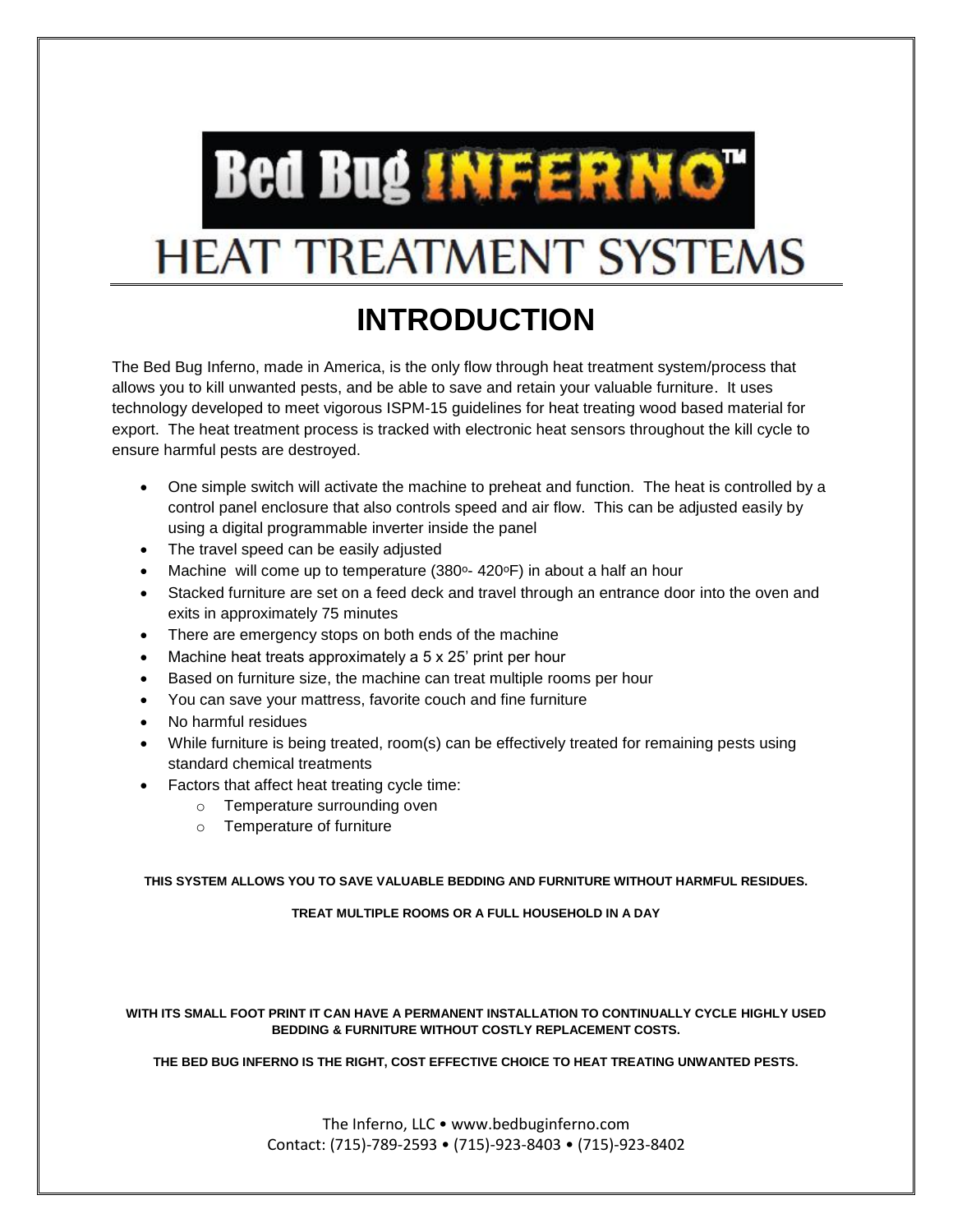# Bed Bug INFERNO™

## HEAT TRANSMENT SYSTEMS

## INTRODUCTION

The Bed Bug Inferno, made in America, is the only flow through heat treatment system/process that allows you to kill unwanted pests, and be able to save and retain your valuable furniture. It uses technology developed to meet vigorous ISPM-15 guidelines for heat treating wood based material for export. The heat treatment process is tracked with electronic heat sensors throughout the kill cycle to ensure harmful pests are destroyed.

- One simple switch will activate the machine to preheat and function. The heat is controlled by a control panel enclosure that also controls speed and air flow. This can be adjusted easily by using a digital programmable inverter inside the panel
- The travel speed can be easily adjusted
- Machine will come up to temperature (380°- 420°F) in about a half an hour
- Stacked furniture are set on a feed deck and travel through an entrance door into the oven and exits in approximately 75 minutes
- There are emergency stops on both ends of the machine
- Machine heat treats approximately a 5 x 25' print per hour
- Based on furniture size, the machine can treat multiple rooms per hour
- You can save your mattress, favorite couch and fine furniture
- No harmful residues
- While furniture is being treated, room(s) can be effectively treated for remaining pests using standard chemical treatments
- Factors that affect heat treating cycle time:
  - Temperature surrounding oven
  - Temperature of furniture

**THIS SYSTEM ALLOWS YOU TO SAVE VALUABLE BEDDING AND FURNITURE WITHOUT HARMFUL RESIDUES.**

**TREAT MULTIPLE ROOMS OR A FULL HOUSEHOLD IN A DAY**

**WITH ITS SMALL FOOT PRINT IT CAN HAVE A PERMANENT INSTALLATION TO CONTINUALLY CYCLE HIGHLY USED BEDDING & FURNITURE WITHOUT COSTLY REPLACEMENT COSTS.**

**THE BED BUG INFERNO IS THE RIGHT, COST EFFECTIVE CHOICE TO HEAT TREATING UNWANTED PESTS.**

The Inferno, LLC • www.bedbuginferno.com
Contact: (715)-789-2593 • (715)-923-8403 • (715)-923-8402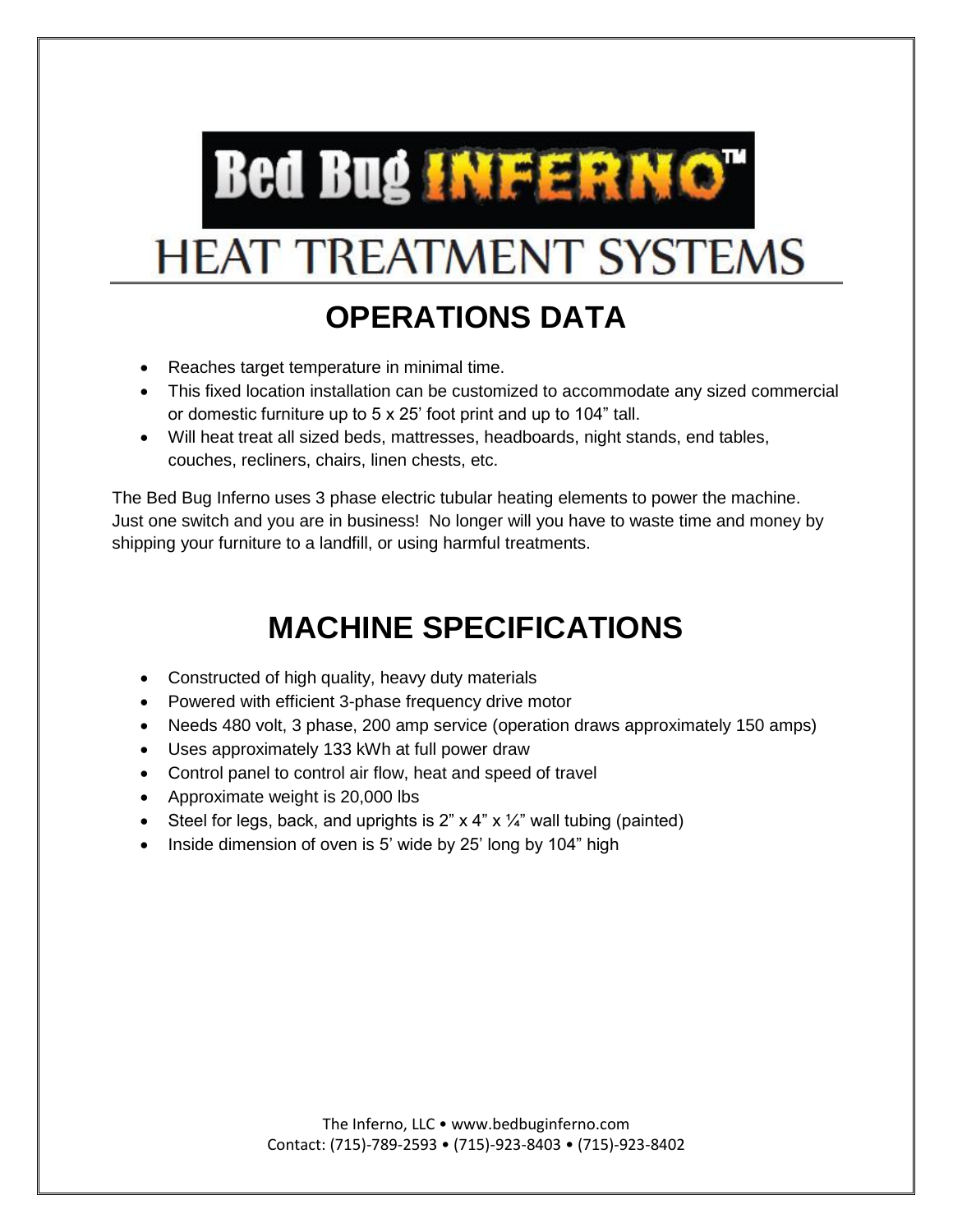# Bed Bug INFERNO™

# HEAT TREATMENT SYSTEMS

## OPERATIONS DATA

- Reaches target temperature in minimal time.
- This fixed location installation can be customized to accommodate any sized commercial or domestic furniture up to 5 x 25' foot print and up to 104" tall.
- Will heat treat all sized beds, mattresses, headboards, night stands, end tables, couches, recliners, chairs, linen chests, etc.

The Bed Bug Inferno uses 3 phase electric tubular heating elements to power the machine. Just one switch and you are in business! No longer will you have to waste time and money by shipping your furniture to a landfill, or using harmful treatments.

## MACHINE SPECIFICATIONS

- Constructed of high quality, heavy duty materials
- Powered with efficient 3-phase frequency drive motor
- Needs 480 volt, 3 phase, 200 amp service (operation draws approximately 150 amps)
- Uses approximately 133 kWh at full power draw
- Control panel to control air flow, heat and speed of travel
- Approximate weight is 20,000 lbs
- Steel for legs, back, and uprights is 2" x 4" x ¼" wall tubing (painted)
- Inside dimension of oven is 5' wide by 25' long by 104" high

The Inferno, LLC • www.bedbuginferno.com
Contact: (715)-789-2593 • (715)-923-8403 • (715)-923-8402